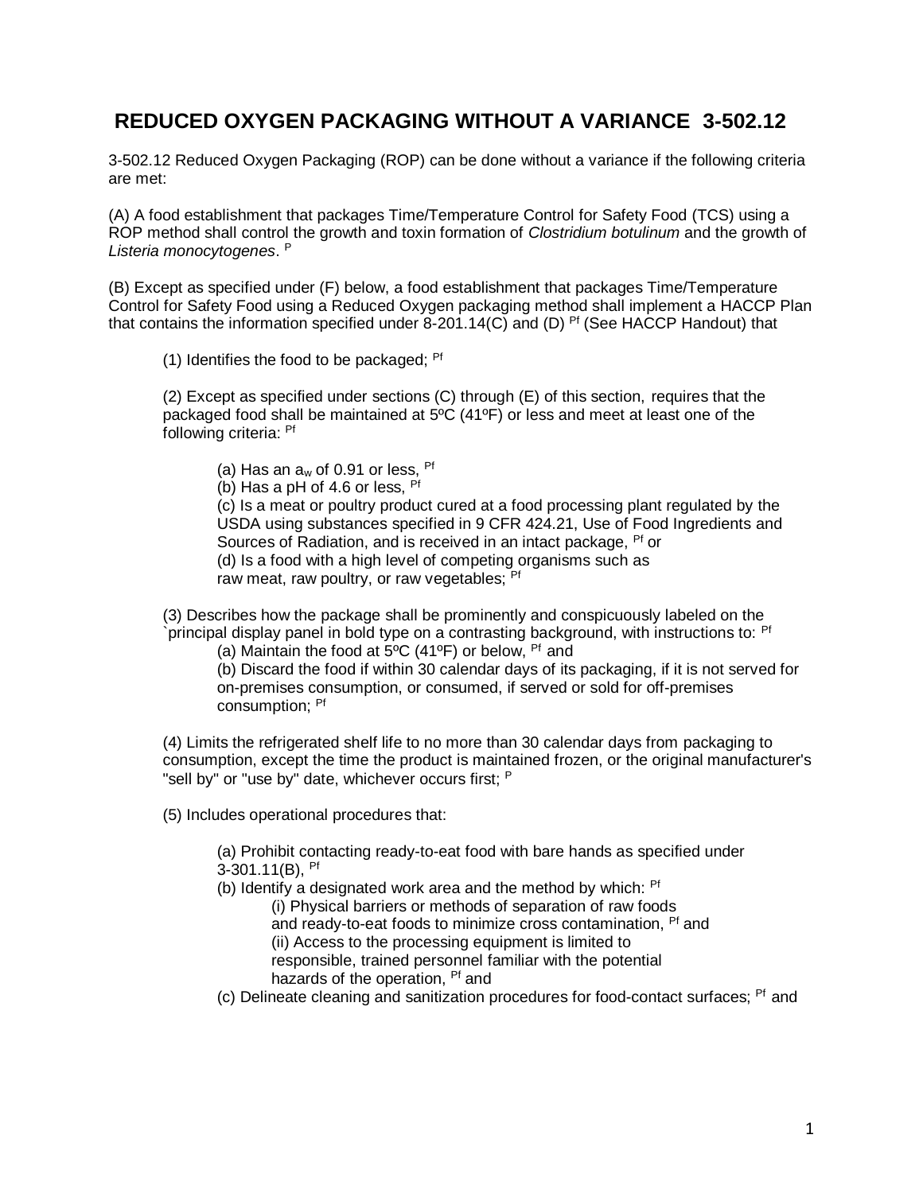# REDUCED OXYGEN PACKAGING WITHOUT A VARIANCE 3-502.12

3-502.12 Reduced Oxygen Packaging (ROP) can be done without a variance if the following criteria are met:

(A) A food establishment that packages Time/Temperature Control for Safety Food (TCS) using a ROP method shall control the growth and toxin formation of *Clostridium botulinum* and the growth of *Listeria monocytogenes*. [P]

(B) Except as specified under (F) below, a food establishment that packages Time/Temperature Control for Safety Food using a Reduced Oxygen packaging method shall implement a HACCP Plan that contains the information specified under 8-201.14(C) and (D) [Pf] (See HACCP Handout) that

(1) Identifies the food to be packaged; [Pf]

(2) Except as specified under sections (C) through (E) of this section, requires that the packaged food shall be maintained at 5ºC (41ºF) or less and meet at least one of the following criteria: [Pf]

(a) Has an $a_w$ of 0.91 or less, [Pf]
(b) Has a pH of 4.6 or less, [Pf]
(c) Is a meat or poultry product cured at a food processing plant regulated by the USDA using substances specified in 9 CFR 424.21, Use of Food Ingredients and Sources of Radiation, and is received in an intact package, [Pf] or
(d) Is a food with a high level of competing organisms such as raw meat, raw poultry, or raw vegetables; [Pf]

(3) Describes how the package shall be prominently and conspicuously labeled on the `principal display panel in bold type on a contrasting background, with instructions to: [Pf]

(a) Maintain the food at 5ºC (41ºF) or below, [Pf] and
(b) Discard the food if within 30 calendar days of its packaging, if it is not served for on-premises consumption, or consumed, if served or sold for off-premises consumption; [Pf]

(4) Limits the refrigerated shelf life to no more than 30 calendar days from packaging to consumption, except the time the product is maintained frozen, or the original manufacturer's "sell by" or "use by" date, whichever occurs first; [P]

(5) Includes operational procedures that:

(a) Prohibit contacting ready-to-eat food with bare hands as specified under 3-301.11(B), [Pf]
(b) Identify a designated work area and the method by which: [Pf]
(i) Physical barriers or methods of separation of raw foods and ready-to-eat foods to minimize cross contamination, [Pf] and
(ii) Access to the processing equipment is limited to responsible, trained personnel familiar with the potential hazards of the operation, [Pf] and
(c) Delineate cleaning and sanitization procedures for food-contact surfaces; [Pf] and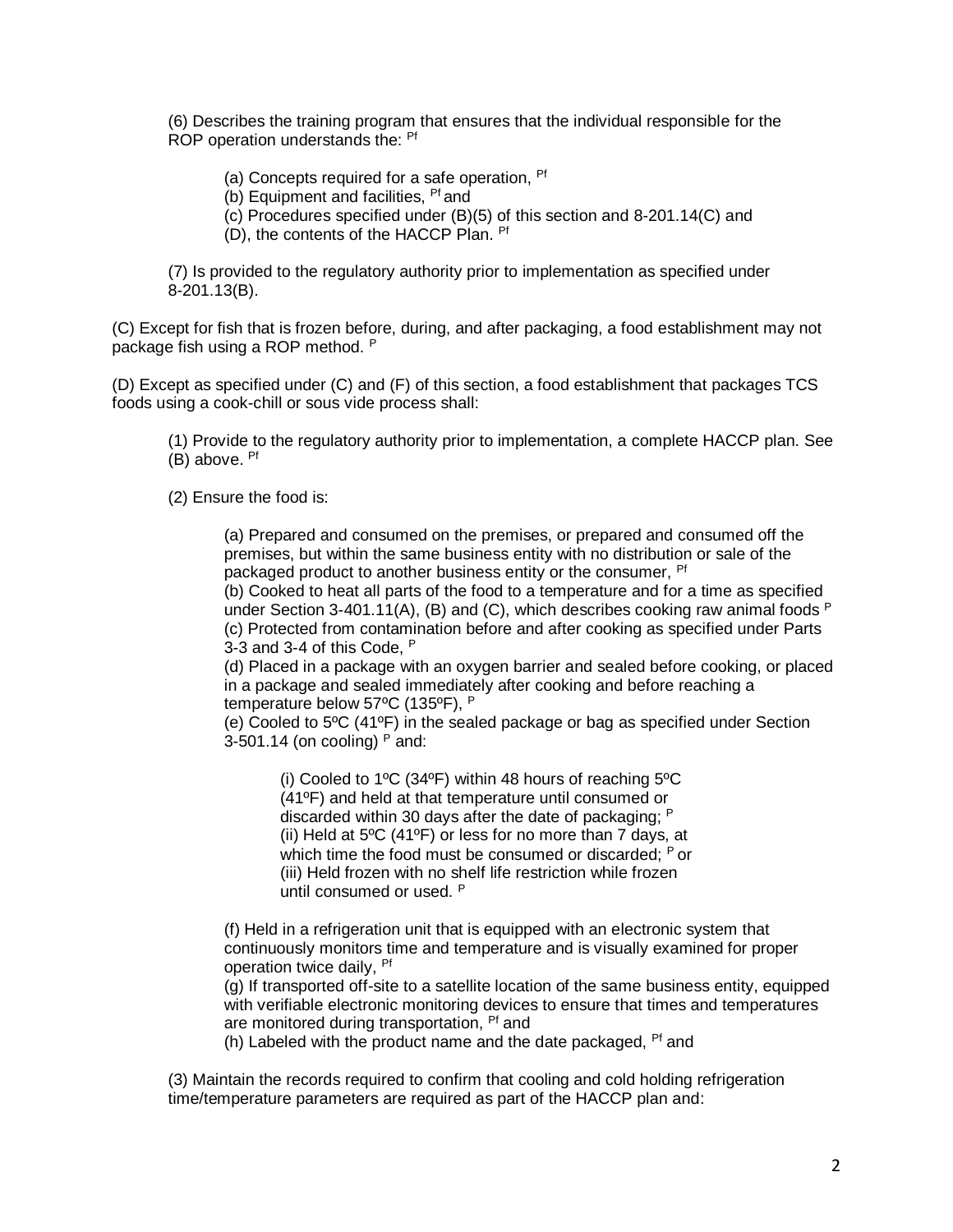(6) Describes the training program that ensures that the individual responsible for the ROP operation understands the: [Pf]

> (a) Concepts required for a safe operation, [Pf]
> (b) Equipment and facilities, [Pf] and
> (c) Procedures specified under (B)(5) of this section and 8-201.14(C) and (D), the contents of the HACCP Plan. [Pf]

(7) Is provided to the regulatory authority prior to implementation as specified under 8-201.13(B).

(C) Except for fish that is frozen before, during, and after packaging, a food establishment may not package fish using a ROP method. [P]

(D) Except as specified under (C) and (F) of this section, a food establishment that packages TCS foods using a cook-chill or sous vide process shall:

(1) Provide to the regulatory authority prior to implementation, a complete HACCP plan. See (B) above. [Pf]

(2) Ensure the food is:

> (a) Prepared and consumed on the premises, or prepared and consumed off the premises, but within the same business entity with no distribution or sale of the packaged product to another business entity or the consumer, [Pf]
> (b) Cooked to heat all parts of the food to a temperature and for a time as specified under Section 3-401.11(A), (B) and (C), which describes cooking raw animal foods [P]
> (c) Protected from contamination before and after cooking as specified under Parts 3-3 and 3-4 of this Code, [P]
> (d) Placed in a package with an oxygen barrier and sealed before cooking, or placed in a package and sealed immediately after cooking and before reaching a temperature below 57ºC (135ºF), [P]
> (e) Cooled to 5ºC (41ºF) in the sealed package or bag as specified under Section 3-501.14 (on cooling) [P] and:
>
> > (i) Cooled to 1ºC (34ºF) within 48 hours of reaching 5ºC (41ºF) and held at that temperature until consumed or discarded within 30 days after the date of packaging; [P]
> > (ii) Held at 5ºC (41ºF) or less for no more than 7 days, at which time the food must be consumed or discarded; [P] or
> > (iii) Held frozen with no shelf life restriction while frozen until consumed or used. [P]
>
> (f) Held in a refrigeration unit that is equipped with an electronic system that continuously monitors time and temperature and is visually examined for proper operation twice daily, [Pf]
> (g) If transported off-site to a satellite location of the same business entity, equipped with verifiable electronic monitoring devices to ensure that times and temperatures are monitored during transportation, [Pf] and
> (h) Labeled with the product name and the date packaged, [Pf] and

(3) Maintain the records required to confirm that cooling and cold holding refrigeration time/temperature parameters are required as part of the HACCP plan and: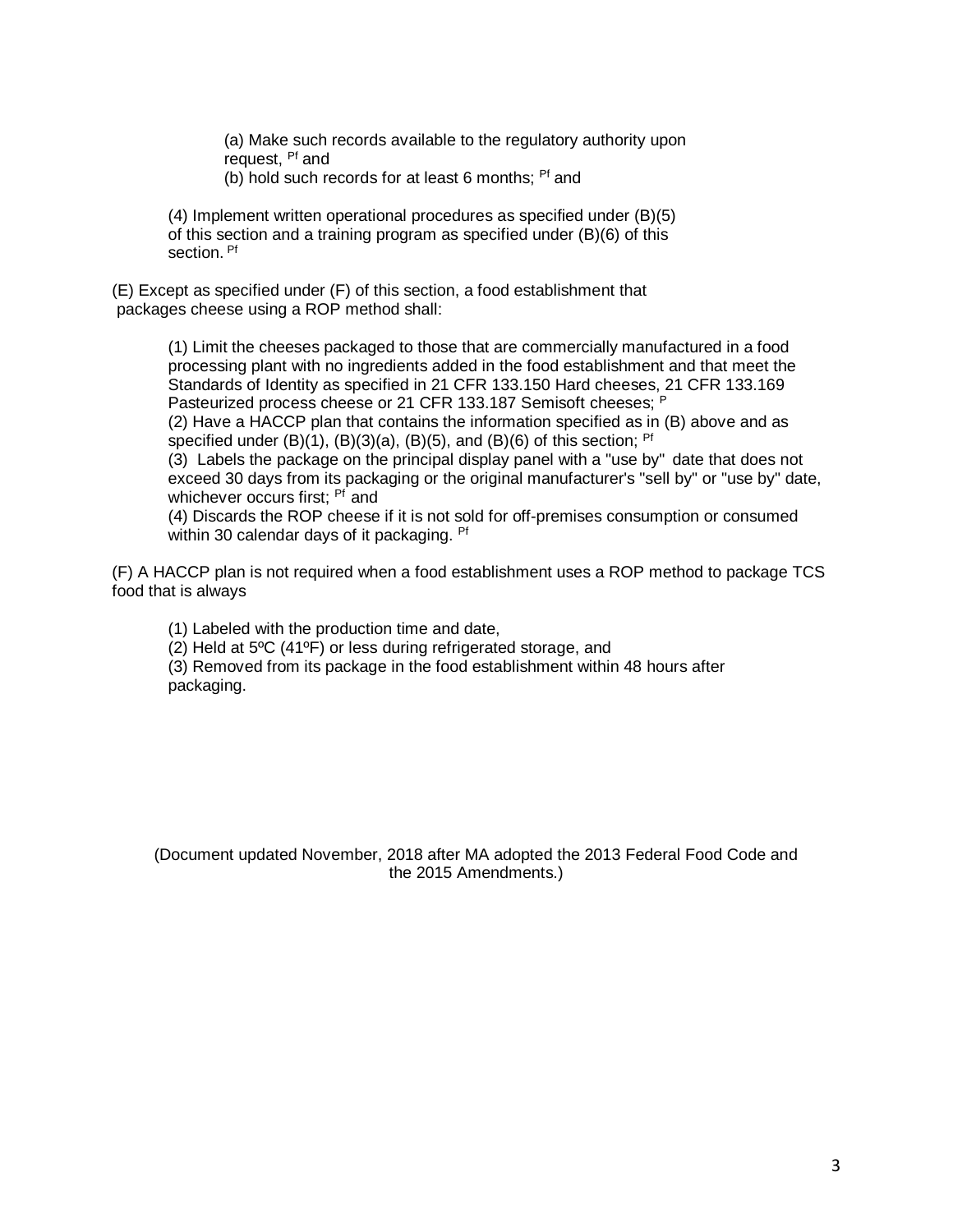(a) Make such records available to the regulatory authority upon request, [Pf] and
(b) hold such records for at least 6 months; [Pf] and

(4) Implement written operational procedures as specified under (B)(5) of this section and a training program as specified under (B)(6) of this section. [Pf]

(E) Except as specified under (F) of this section, a food establishment that packages cheese using a ROP method shall:

(1) Limit the cheeses packaged to those that are commercially manufactured in a food processing plant with no ingredients added in the food establishment and that meet the Standards of Identity as specified in 21 CFR 133.150 Hard cheeses, 21 CFR 133.169 Pasteurized process cheese or 21 CFR 133.187 Semisoft cheeses; [P]
(2) Have a HACCP plan that contains the information specified as in (B) above and as specified under (B)(1), (B)(3)(a), (B)(5), and (B)(6) of this section; [Pf]
(3) Labels the package on the principal display panel with a "use by" date that does not exceed 30 days from its packaging or the original manufacturer's "sell by" or "use by" date, whichever occurs first; [Pf] and
(4) Discards the ROP cheese if it is not sold for off-premises consumption or consumed within 30 calendar days of it packaging. [Pf]

(F) A HACCP plan is not required when a food establishment uses a ROP method to package TCS food that is always

(1) Labeled with the production time and date,
(2) Held at 5ºC (41ºF) or less during refrigerated storage, and
(3) Removed from its package in the food establishment within 48 hours after packaging.

(Document updated November, 2018 after MA adopted the 2013 Federal Food Code and the 2015 Amendments.)